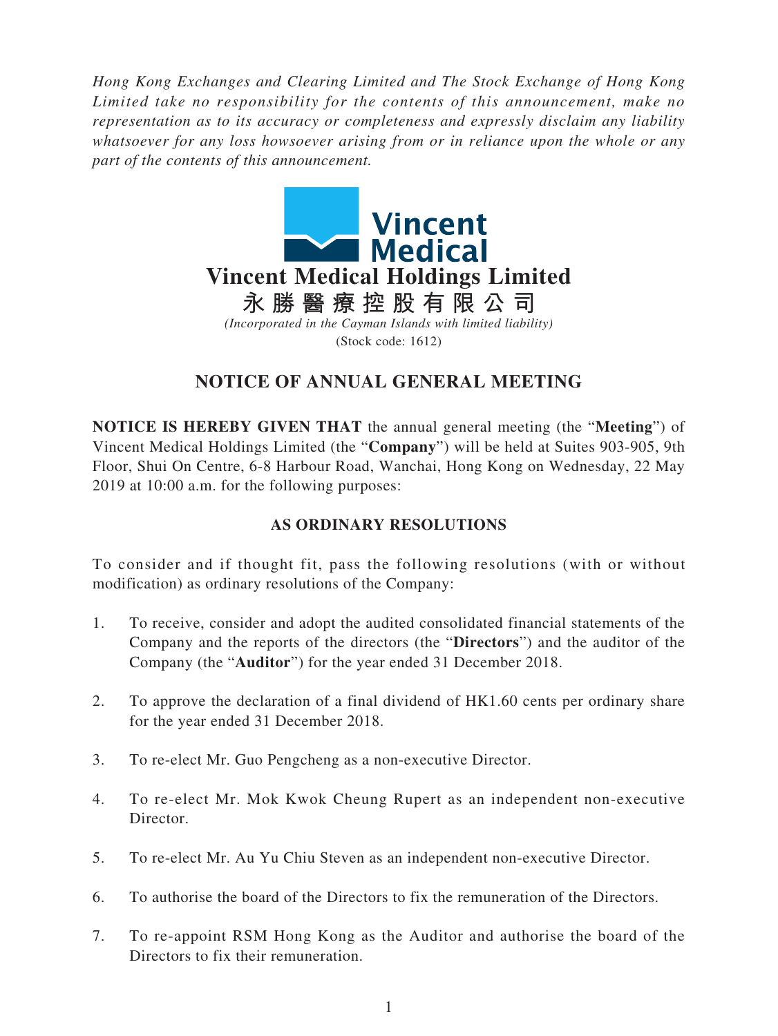*Hong Kong Exchanges and Clearing Limited and The Stock Exchange of Hong Kong Limited take no responsibility for the contents of this announcement, make no representation as to its accuracy or completeness and expressly disclaim any liability whatsoever for any loss howsoever arising from or in reliance upon the whole or any part of the contents of this announcement.*

Vincent Medical

# Vincent Medical Holdings Limited

# 永勝醫療控股有限公司

*(Incorporated in the Cayman Islands with limited liability)*

(Stock code: 1612)

## NOTICE OF ANNUAL GENERAL MEETING

**NOTICE IS HEREBY GIVEN THAT** the annual general meeting (the "**Meeting**") of Vincent Medical Holdings Limited (the "**Company**") will be held at Suites 903-905, 9th Floor, Shui On Centre, 6-8 Harbour Road, Wanchai, Hong Kong on Wednesday, 22 May 2019 at 10:00 a.m. for the following purposes:

### AS ORDINARY RESOLUTIONS

To consider and if thought fit, pass the following resolutions (with or without modification) as ordinary resolutions of the Company:

1. To receive, consider and adopt the audited consolidated financial statements of the Company and the reports of the directors (the "**Directors**") and the auditor of the Company (the "**Auditor**") for the year ended 31 December 2018.

2. To approve the declaration of a final dividend of HK1.60 cents per ordinary share for the year ended 31 December 2018.

3. To re-elect Mr. Guo Pengcheng as a non-executive Director.

4. To re-elect Mr. Mok Kwok Cheung Rupert as an independent non-executive Director.

5. To re-elect Mr. Au Yu Chiu Steven as an independent non-executive Director.

6. To authorise the board of the Directors to fix the remuneration of the Directors.

7. To re-appoint RSM Hong Kong as the Auditor and authorise the board of the Directors to fix their remuneration.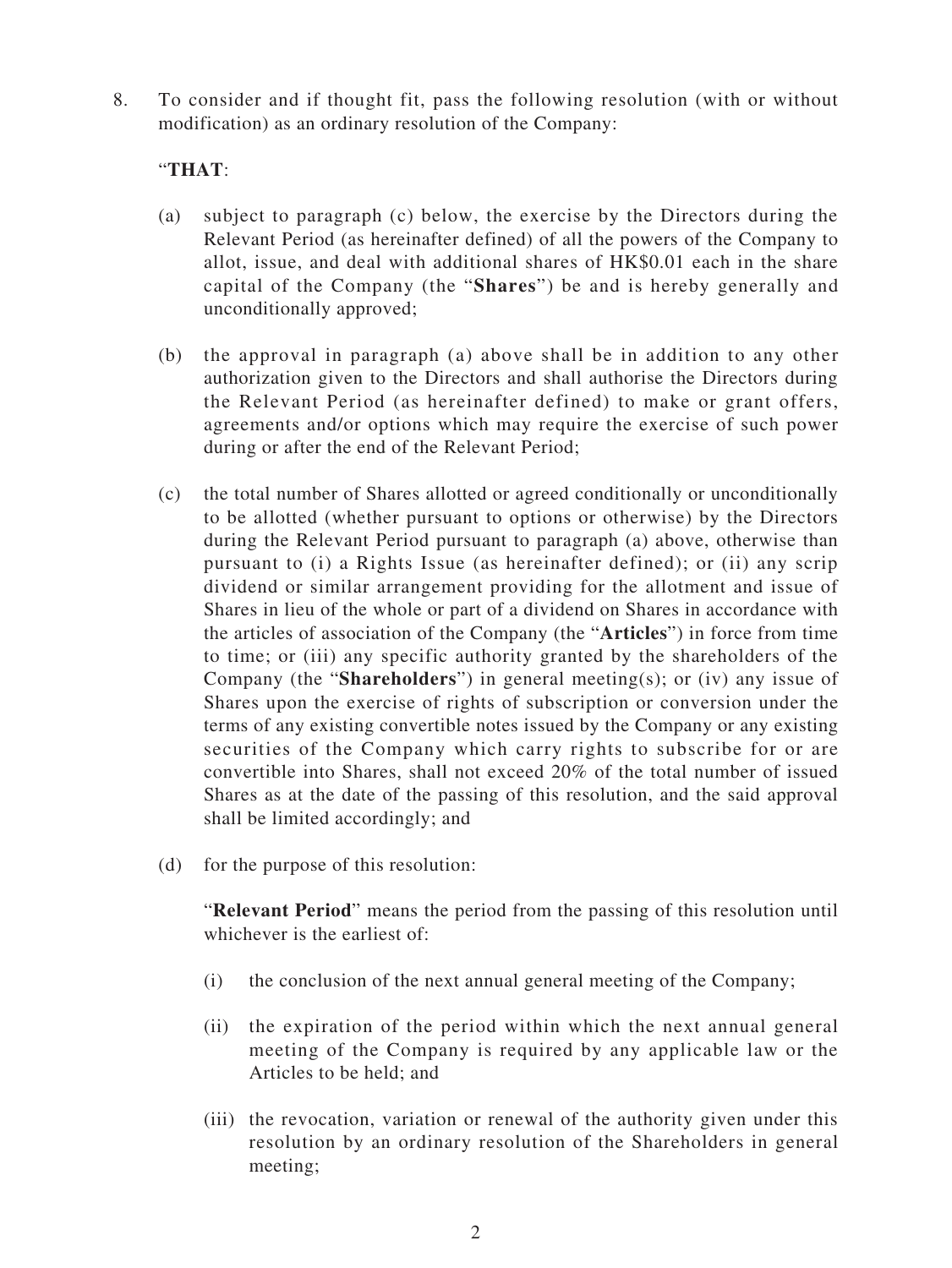8. To consider and if thought fit, pass the following resolution (with or without modification) as an ordinary resolution of the Company:

"**THAT**:

(a) subject to paragraph (c) below, the exercise by the Directors during the Relevant Period (as hereinafter defined) of all the powers of the Company to allot, issue, and deal with additional shares of HK$0.01 each in the share capital of the Company (the "**Shares**") be and is hereby generally and unconditionally approved;

(b) the approval in paragraph (a) above shall be in addition to any other authorization given to the Directors and shall authorise the Directors during the Relevant Period (as hereinafter defined) to make or grant offers, agreements and/or options which may require the exercise of such power during or after the end of the Relevant Period;

(c) the total number of Shares allotted or agreed conditionally or unconditionally to be allotted (whether pursuant to options or otherwise) by the Directors during the Relevant Period pursuant to paragraph (a) above, otherwise than pursuant to (i) a Rights Issue (as hereinafter defined); or (ii) any scrip dividend or similar arrangement providing for the allotment and issue of Shares in lieu of the whole or part of a dividend on Shares in accordance with the articles of association of the Company (the "**Articles**") in force from time to time; or (iii) any specific authority granted by the shareholders of the Company (the "**Shareholders**") in general meeting(s); or (iv) any issue of Shares upon the exercise of rights of subscription or conversion under the terms of any existing convertible notes issued by the Company or any existing securities of the Company which carry rights to subscribe for or are convertible into Shares, shall not exceed 20% of the total number of issued Shares as at the date of the passing of this resolution, and the said approval shall be limited accordingly; and

(d) for the purpose of this resolution:

"**Relevant Period**" means the period from the passing of this resolution until whichever is the earliest of:

(i) the conclusion of the next annual general meeting of the Company;

(ii) the expiration of the period within which the next annual general meeting of the Company is required by any applicable law or the Articles to be held; and

(iii) the revocation, variation or renewal of the authority given under this resolution by an ordinary resolution of the Shareholders in general meeting;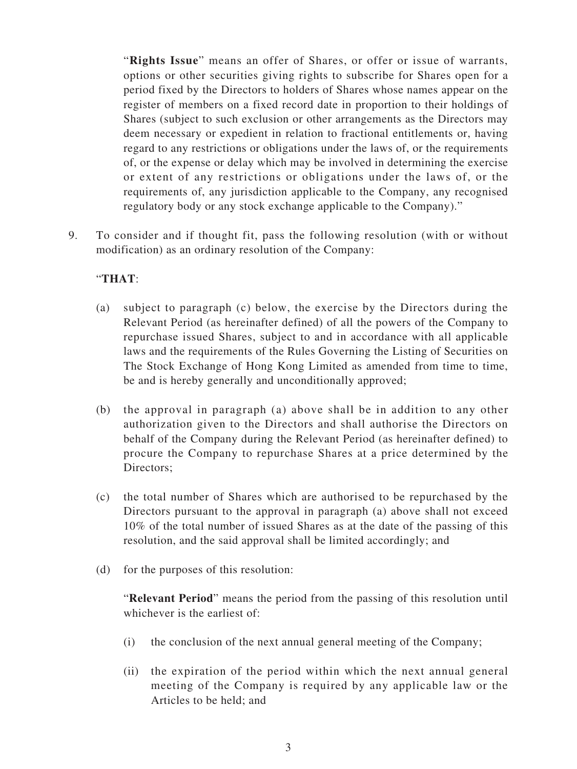"**Rights Issue**" means an offer of Shares, or offer or issue of warrants, options or other securities giving rights to subscribe for Shares open for a period fixed by the Directors to holders of Shares whose names appear on the register of members on a fixed record date in proportion to their holdings of Shares (subject to such exclusion or other arrangements as the Directors may deem necessary or expedient in relation to fractional entitlements or, having regard to any restrictions or obligations under the laws of, or the requirements of, or the expense or delay which may be involved in determining the exercise or extent of any restrictions or obligations under the laws of, or the requirements of, any jurisdiction applicable to the Company, any recognised regulatory body or any stock exchange applicable to the Company)."

9. To consider and if thought fit, pass the following resolution (with or without modification) as an ordinary resolution of the Company:

"**THAT**:

(a) subject to paragraph (c) below, the exercise by the Directors during the Relevant Period (as hereinafter defined) of all the powers of the Company to repurchase issued Shares, subject to and in accordance with all applicable laws and the requirements of the Rules Governing the Listing of Securities on The Stock Exchange of Hong Kong Limited as amended from time to time, be and is hereby generally and unconditionally approved;

(b) the approval in paragraph (a) above shall be in addition to any other authorization given to the Directors and shall authorise the Directors on behalf of the Company during the Relevant Period (as hereinafter defined) to procure the Company to repurchase Shares at a price determined by the Directors;

(c) the total number of Shares which are authorised to be repurchased by the Directors pursuant to the approval in paragraph (a) above shall not exceed 10% of the total number of issued Shares as at the date of the passing of this resolution, and the said approval shall be limited accordingly; and

(d) for the purposes of this resolution:

"**Relevant Period**" means the period from the passing of this resolution until whichever is the earliest of:

(i) the conclusion of the next annual general meeting of the Company;

(ii) the expiration of the period within which the next annual general meeting of the Company is required by any applicable law or the Articles to be held; and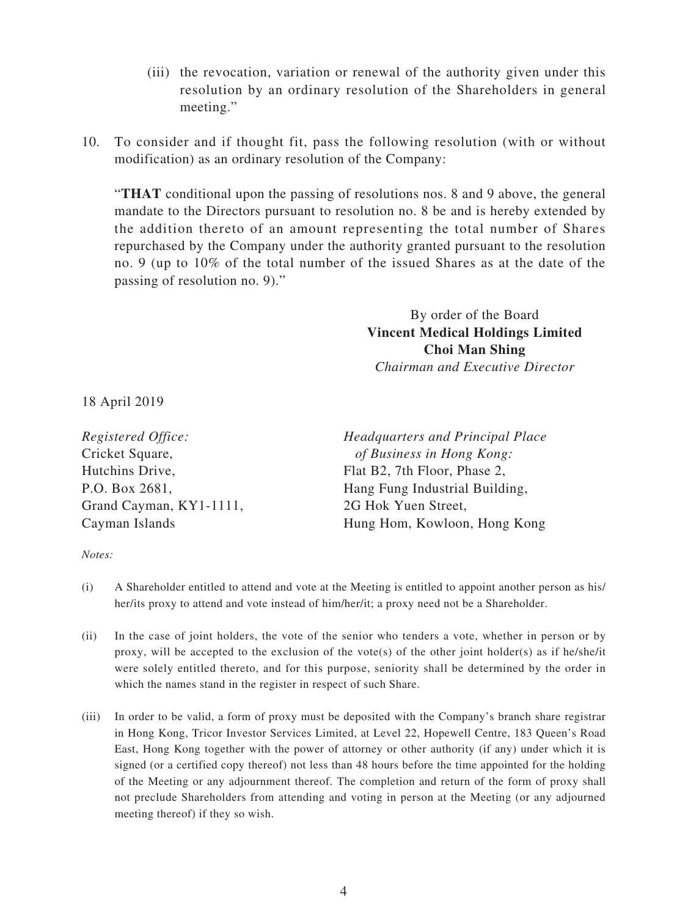(iii) the revocation, variation or renewal of the authority given under this resolution by an ordinary resolution of the Shareholders in general meeting."

10. To consider and if thought fit, pass the following resolution (with or without modification) as an ordinary resolution of the Company:

 "**THAT** conditional upon the passing of resolutions nos. 8 and 9 above, the general mandate to the Directors pursuant to resolution no. 8 be and is hereby extended by the addition thereto of an amount representing the total number of Shares repurchased by the Company under the authority granted pursuant to the resolution no. 9 (up to 10% of the total number of the issued Shares as at the date of the passing of resolution no. 9)."

By order of the Board
**Vincent Medical Holdings Limited**
**Choi Man Shing**
*Chairman and Executive Director*

18 April 2019

*Registered Office:*
Cricket Square,
Hutchins Drive,
P.O. Box 2681,
Grand Cayman, KY1-1111,
Cayman Islands

*Headquarters and Principal Place of Business in Hong Kong:*
Flat B2, 7th Floor, Phase 2,
Hang Fung Industrial Building,
2G Hok Yuen Street,
Hung Hom, Kowloon, Hong Kong

*Notes:*

(i) A Shareholder entitled to attend and vote at the Meeting is entitled to appoint another person as his/her/its proxy to attend and vote instead of him/her/it; a proxy need not be a Shareholder.

(ii) In the case of joint holders, the vote of the senior who tenders a vote, whether in person or by proxy, will be accepted to the exclusion of the vote(s) of the other joint holder(s) as if he/she/it were solely entitled thereto, and for this purpose, seniority shall be determined by the order in which the names stand in the register in respect of such Share.

(iii) In order to be valid, a form of proxy must be deposited with the Company's branch share registrar in Hong Kong, Tricor Investor Services Limited, at Level 22, Hopewell Centre, 183 Queen's Road East, Hong Kong together with the power of attorney or other authority (if any) under which it is signed (or a certified copy thereof) not less than 48 hours before the time appointed for the holding of the Meeting or any adjournment thereof. The completion and return of the form of proxy shall not preclude Shareholders from attending and voting in person at the Meeting (or any adjourned meeting thereof) if they so wish.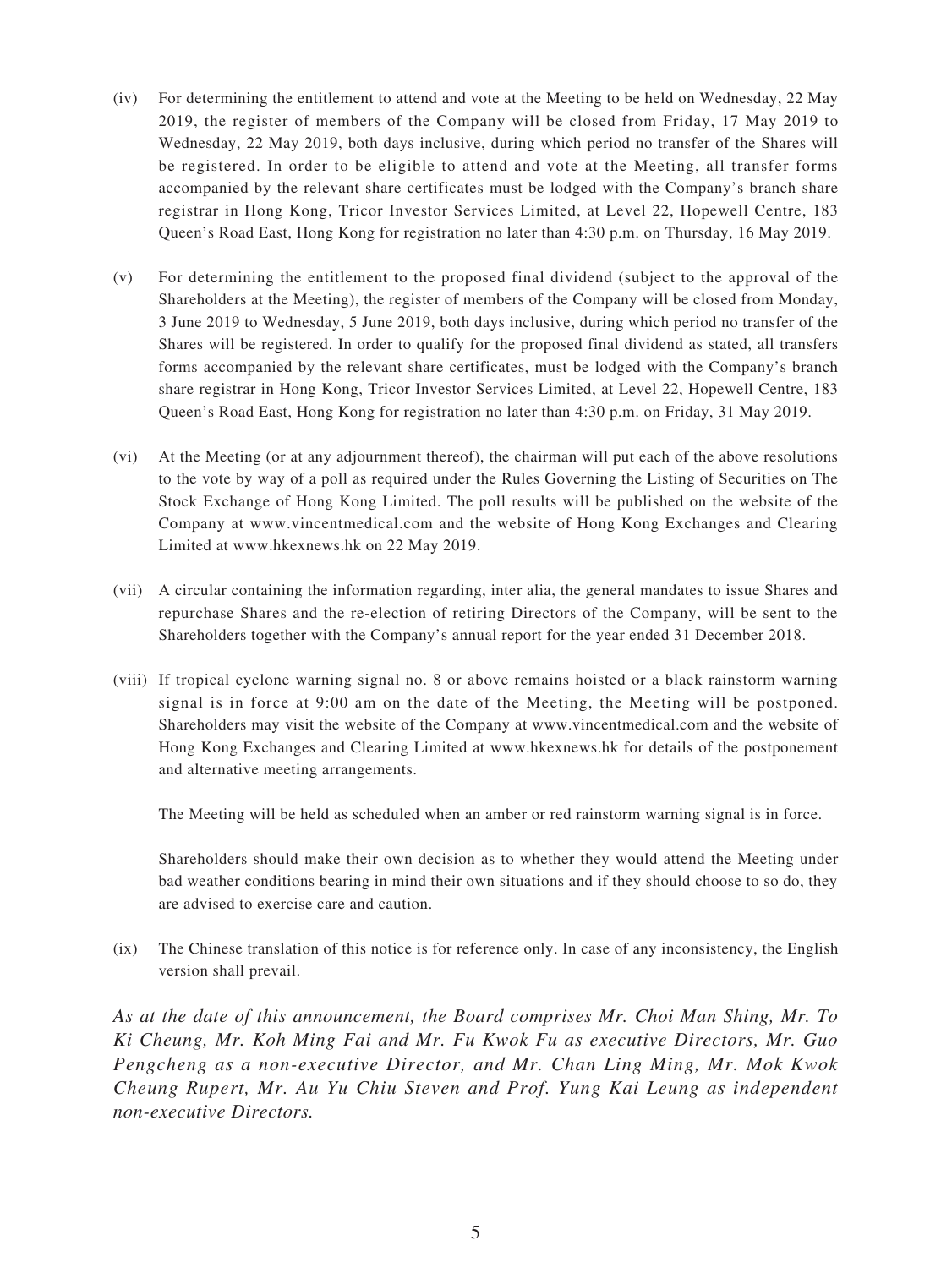(iv) For determining the entitlement to attend and vote at the Meeting to be held on Wednesday, 22 May 2019, the register of members of the Company will be closed from Friday, 17 May 2019 to Wednesday, 22 May 2019, both days inclusive, during which period no transfer of the Shares will be registered. In order to be eligible to attend and vote at the Meeting, all transfer forms accompanied by the relevant share certificates must be lodged with the Company's branch share registrar in Hong Kong, Tricor Investor Services Limited, at Level 22, Hopewell Centre, 183 Queen's Road East, Hong Kong for registration no later than 4:30 p.m. on Thursday, 16 May 2019.

(v) For determining the entitlement to the proposed final dividend (subject to the approval of the Shareholders at the Meeting), the register of members of the Company will be closed from Monday, 3 June 2019 to Wednesday, 5 June 2019, both days inclusive, during which period no transfer of the Shares will be registered. In order to qualify for the proposed final dividend as stated, all transfers forms accompanied by the relevant share certificates, must be lodged with the Company's branch share registrar in Hong Kong, Tricor Investor Services Limited, at Level 22, Hopewell Centre, 183 Queen's Road East, Hong Kong for registration no later than 4:30 p.m. on Friday, 31 May 2019.

(vi) At the Meeting (or at any adjournment thereof), the chairman will put each of the above resolutions to the vote by way of a poll as required under the Rules Governing the Listing of Securities on The Stock Exchange of Hong Kong Limited. The poll results will be published on the website of the Company at www.vincentmedical.com and the website of Hong Kong Exchanges and Clearing Limited at www.hkexnews.hk on 22 May 2019.

(vii) A circular containing the information regarding, inter alia, the general mandates to issue Shares and repurchase Shares and the re-election of retiring Directors of the Company, will be sent to the Shareholders together with the Company's annual report for the year ended 31 December 2018.

(viii) If tropical cyclone warning signal no. 8 or above remains hoisted or a black rainstorm warning signal is in force at 9:00 am on the date of the Meeting, the Meeting will be postponed. Shareholders may visit the website of the Company at www.vincentmedical.com and the website of Hong Kong Exchanges and Clearing Limited at www.hkexnews.hk for details of the postponement and alternative meeting arrangements.

The Meeting will be held as scheduled when an amber or red rainstorm warning signal is in force.

Shareholders should make their own decision as to whether they would attend the Meeting under bad weather conditions bearing in mind their own situations and if they should choose to so do, they are advised to exercise care and caution.

(ix) The Chinese translation of this notice is for reference only. In case of any inconsistency, the English version shall prevail.

*As at the date of this announcement, the Board comprises Mr. Choi Man Shing, Mr. To Ki Cheung, Mr. Koh Ming Fai and Mr. Fu Kwok Fu as executive Directors, Mr. Guo Pengcheng as a non-executive Director, and Mr. Chan Ling Ming, Mr. Mok Kwok Cheung Rupert, Mr. Au Yu Chiu Steven and Prof. Yung Kai Leung as independent non-executive Directors.*